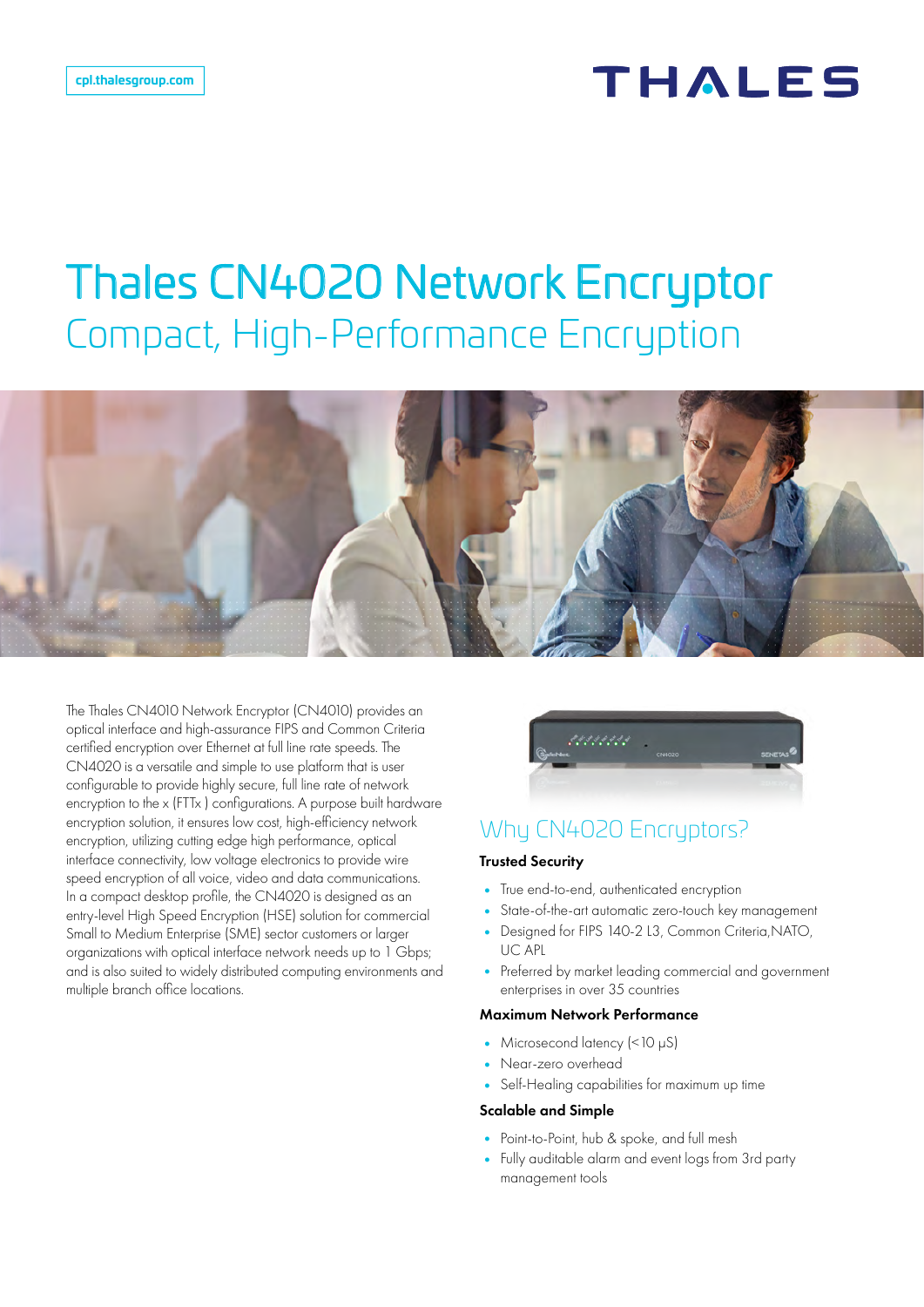cpl.thalesgroup.com

THALES

# Thales CN4020 Network Encryptor

## Compact, High-Performance Encryption

The Thales CN4010 Network Encryptor (CN4010) provides an optical interface and high-assurance FIPS and Common Criteria certified encryption over Ethernet at full line rate speeds. The CN4020 is a versatile and simple to use platform that is user configurable to provide highly secure, full line rate of network encryption to the x (FTTx ) configurations. A purpose built hardware encryption solution, it ensures low cost, high-efficiency network encryption, utilizing cutting edge high performance, optical interface connectivity, low voltage electronics to provide wire speed encryption of all voice, video and data communications. In a compact desktop profile, the CN4020 is designed as an entry-level High Speed Encryption (HSE) solution for commercial Small to Medium Enterprise (SME) sector customers or larger organizations with optical interface network needs up to 1 Gbps; and is also suited to widely distributed computing environments and multiple branch office locations.

## Why CN4020 Encryptors?

### Trusted Security

- True end-to-end, authenticated encryption
- State-of-the-art automatic zero-touch key management
- Designed for FIPS 140-2 L3, Common Criteria,NATO, UC APL
- Preferred by market leading commercial and government enterprises in over 35 countries

### Maximum Network Performance

- Microsecond latency (<10 μS)
- Near-zero overhead
- Self-Healing capabilities for maximum up time

### Scalable and Simple

- Point-to-Point, hub & spoke, and full mesh
- Fully auditable alarm and event logs from 3rd party management tools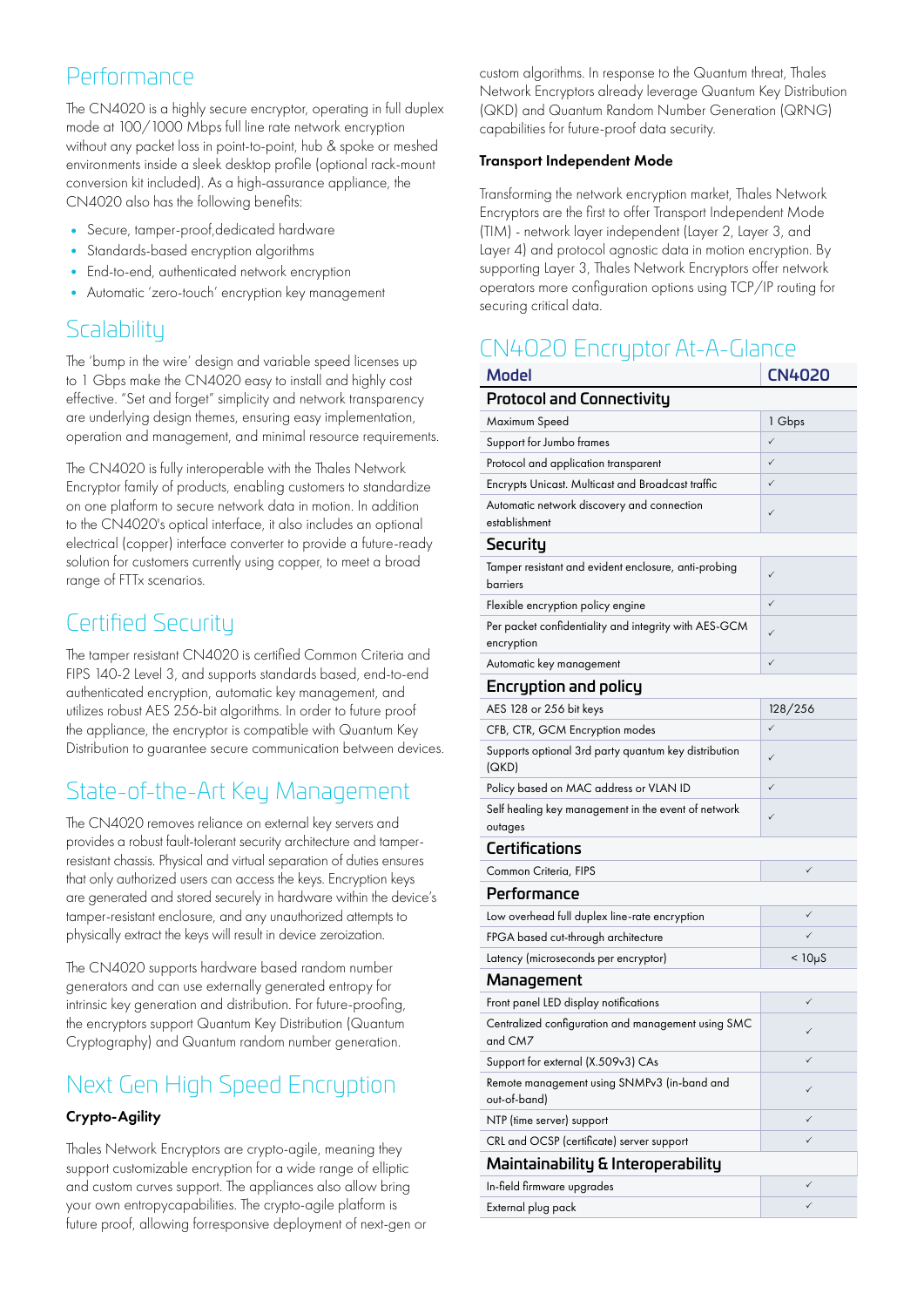## Performance

The CN4020 is a highly secure encryptor, operating in full duplex mode at 100/1000 Mbps full line rate network encryption without any packet loss in point-to-point, hub & spoke or meshed environments inside a sleek desktop profile (optional rack-mount conversion kit included). As a high-assurance appliance, the CN4020 also has the following benefits:

- Secure, tamper-proof,dedicated hardware
- Standards-based encryption algorithms
- End-to-end, authenticated network encryption
- Automatic 'zero-touch' encryption key management

## Scalability

The 'bump in the wire' design and variable speed licenses up to 1 Gbps make the CN4020 easy to install and highly cost effective. "Set and forget" simplicity and network transparency are underlying design themes, ensuring easy implementation, operation and management, and minimal resource requirements.

The CN4020 is fully interoperable with the Thales Network Encryptor family of products, enabling customers to standardize on one platform to secure network data in motion. In addition to the CN4020's optical interface, it also includes an optional electrical (copper) interface converter to provide a future-ready solution for customers currently using copper, to meet a broad range of FTTx scenarios.

## Certified Security

The tamper resistant CN4020 is certified Common Criteria and FIPS 140-2 Level 3, and supports standards based, end-to-end authenticated encryption, automatic key management, and utilizes robust AES 256-bit algorithms. In order to future proof the appliance, the encryptor is compatible with Quantum Key Distribution to guarantee secure communication between devices.

## State-of-the-Art Key Management

The CN4020 removes reliance on external key servers and provides a robust fault-tolerant security architecture and tamper-resistant chassis. Physical and virtual separation of duties ensures that only authorized users can access the keys. Encryption keys are generated and stored securely in hardware within the device's tamper-resistant enclosure, and any unauthorized attempts to physically extract the keys will result in device zeroization.

The CN4020 supports hardware based random number generators and can use externally generated entropy for intrinsic key generation and distribution. For future-proofing, the encryptors support Quantum Key Distribution (Quantum Cryptography) and Quantum random number generation.

## Next Gen High Speed Encryption

### Crypto-Agility

Thales Network Encryptors are crypto-agile, meaning they support customizable encryption for a wide range of elliptic and custom curves support. The appliances also allow bring your own entropycapabilities. The crypto-agile platform is future proof, allowing forresponsive deployment of next-gen or custom algorithms. In response to the Quantum threat, Thales Network Encryptors already leverage Quantum Key Distribution (QKD) and Quantum Random Number Generation (QRNG) capabilities for future-proof data security.

### Transport Independent Mode

Transforming the network encryption market, Thales Network Encryptors are the first to offer Transport Independent Mode (TIM) - network layer independent (Layer 2, Layer 3, and Layer 4) and protocol agnostic data in motion encryption. By supporting Layer 3, Thales Network Encryptors offer network operators more configuration options using TCP/IP routing for securing critical data.

## CN4020 Encryptor At-A-Glance

| Model | CN4020 |
|---|---|
| **Protocol and Connectivity** | |
| Maximum Speed | 1 Gbps |
| Support for Jumbo frames | ✓ |
| Protocol and application transparent | ✓ |
| Encrypts Unicast. Multicast and Broadcast traffic | ✓ |
| Automatic network discovery and connection establishment | ✓ |
| **Security** | |
| Tamper resistant and evident enclosure, anti-probing barriers | ✓ |
| Flexible encryption policy engine | ✓ |
| Per packet confidentiality and integrity with AES-GCM encryption | ✓ |
| Automatic key management | ✓ |
| **Encryption and policy** | |
| AES 128 or 256 bit keys | 128/256 |
| CFB, CTR, GCM Encryption modes | ✓ |
| Supports optional 3rd party quantum key distribution (QKD) | ✓ |
| Policy based on MAC address or VLAN ID | ✓ |
| Self healing key management in the event of network outages | ✓ |
| **Certifications** | |
| Common Criteria, FIPS | ✓ |
| **Performance** | |
| Low overhead full duplex line-rate encryption | ✓ |
| FPGA based cut-through architecture | ✓ |
| Latency (microseconds per encryptor) | < 10μS |
| **Management** | |
| Front panel LED display notifications | ✓ |
| Centralized configuration and management using SMC and CM7 | ✓ |
| Support for external (X.509v3) CAs | ✓ |
| Remote management using SNMPv3 (in-band and out-of-band) | ✓ |
| NTP (time server) support | ✓ |
| CRL and OCSP (certificate) server support | ✓ |
| **Maintainability & Interoperability** | |
| In-field firmware upgrades | ✓ |
| External plug pack | ✓ |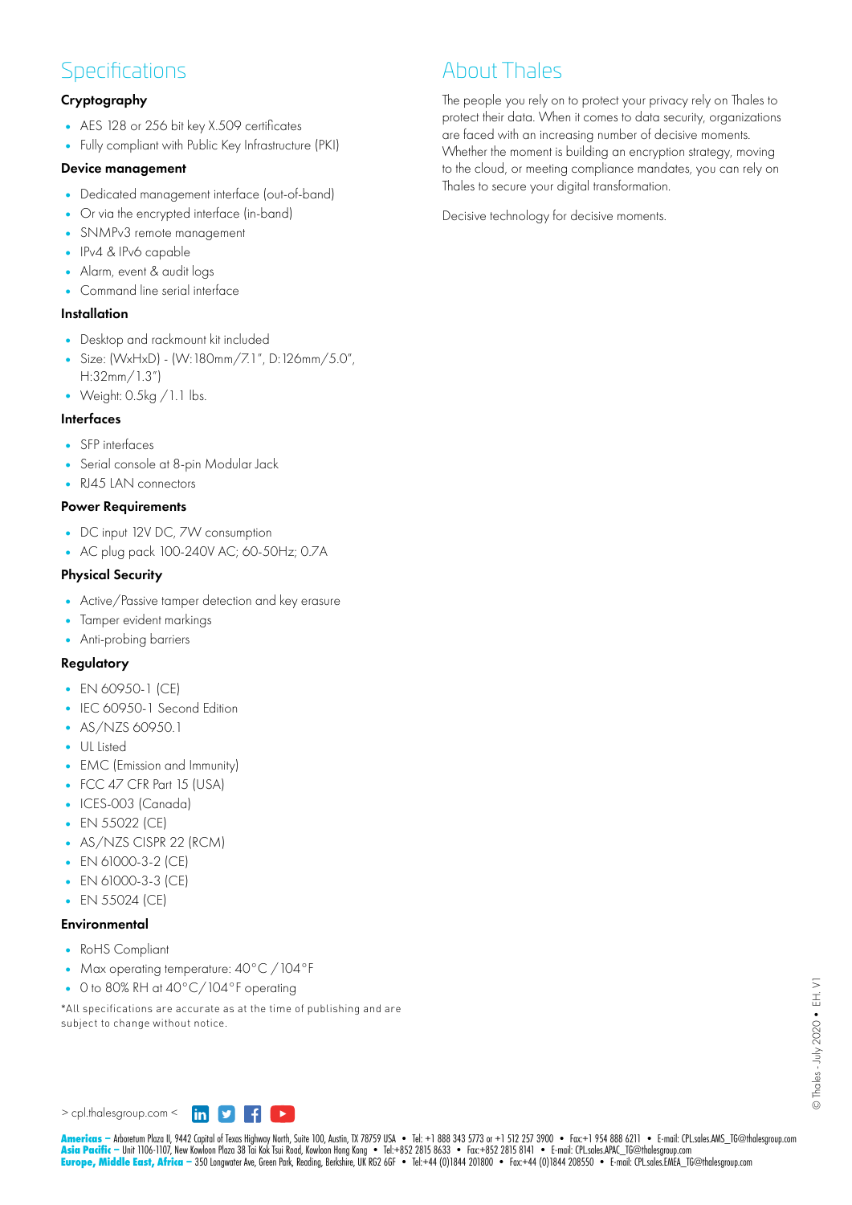## Specifications

### Cryptography

- AES 128 or 256 bit key X.509 certificates
- Fully compliant with Public Key Infrastructure (PKI)

### Device management

- Dedicated management interface (out-of-band)
- Or via the encrypted interface (in-band)
- SNMPv3 remote management
- IPv4 & IPv6 capable
- Alarm, event & audit logs
- Command line serial interface

### Installation

- Desktop and rackmount kit included
- Size: (WxHxD) - (W:180mm/7.1", D:126mm/5.0", H:32mm/1.3")
- Weight: 0.5kg /1.1 lbs.

### Interfaces

- SFP interfaces
- Serial console at 8-pin Modular Jack
- RJ45 LAN connectors

### Power Requirements

- DC input 12V DC, 7W consumption
- AC plug pack 100-240V AC; 60-50Hz; 0.7A

### Physical Security

- Active/Passive tamper detection and key erasure
- Tamper evident markings
- Anti-probing barriers

### Regulatory

- EN 60950-1 (CE)
- IEC 60950-1 Second Edition
- AS/NZS 60950.1
- UL Listed
- EMC (Emission and Immunity)
- FCC 47 CFR Part 15 (USA)
- ICES-003 (Canada)
- EN 55022 (CE)
- AS/NZS CISPR 22 (RCM)
- EN 61000-3-2 (CE)
- EN 61000-3-3 (CE)
- EN 55024 (CE)

### Environmental

- RoHS Compliant
- Max operating temperature: 40°C / 104°F
- 0 to 80% RH at 40°C/104°F operating

*All specifications are accurate as at the time of publishing and are subject to change without notice.

## About Thales

The people you rely on to protect your privacy rely on Thales to protect their data. When it comes to data security, organizations are faced with an increasing number of decisive moments. Whether the moment is building an encryption strategy, moving to the cloud, or meeting compliance mandates, you can rely on Thales to secure your digital transformation.

Decisive technology for decisive moments.

> cpl.thalesgroup.com <

**Americas –** Arboretum Plaza II, 9442 Capital of Texas Highway North, Suite 100, Austin, TX 78759 USA • Tel: +1 888 343 5773 or +1 512 257 3900 • Fax:+1 954 888 6211 • E-mail: CPL.sales.AMS_TG@thalesgroup.com
**Asia Pacific –** Unit 1106-1107, New Kowloon Plaza 38 Tai Kok Tsui Road, Kowloon Hong Kong • Tel:+852 2815 8633 • Fax:+852 2815 8141 • E-mail: CPL.sales.APAC_TG@thalesgroup.com
**Europe, Middle East, Africa –** 350 Longwater Ave, Green Park, Reading, Berkshire, UK RG2 6GF • Tel:+44 (0)1844 201800 • Fax:+44 (0)1844 208550 • E-mail: CPL.sales.EMEA_TG@thalesgroup.com

© Thales - July 2020 • EH. V1